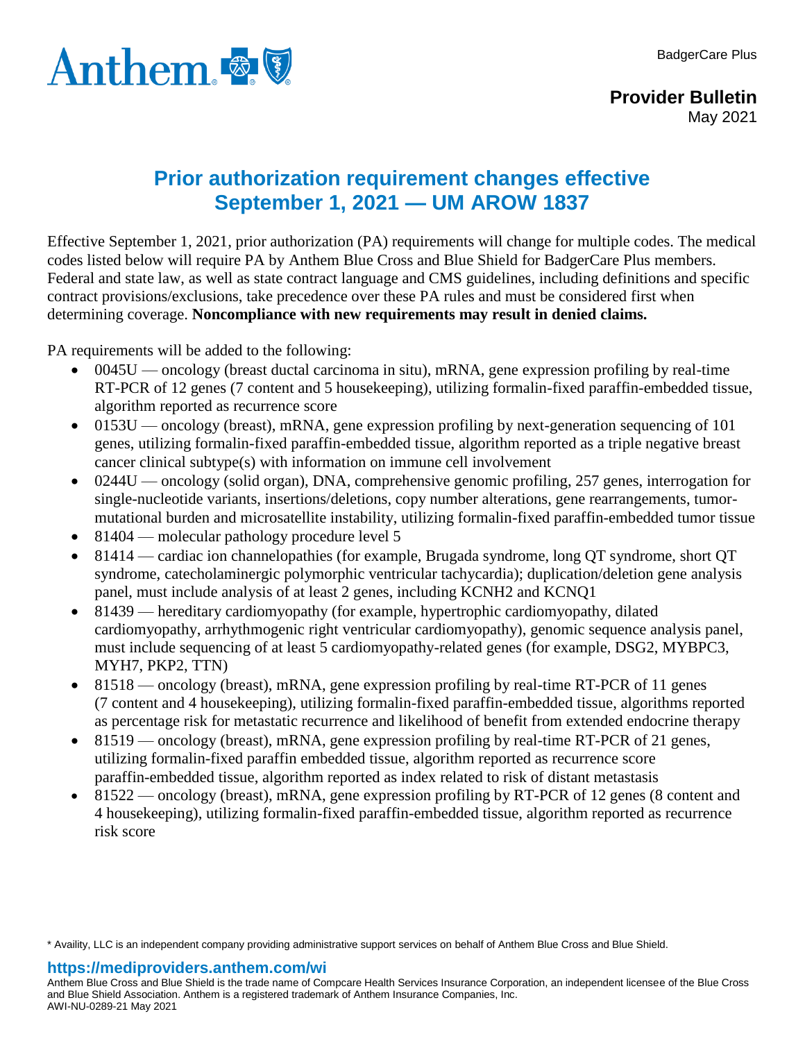BadgerCare Plus

**Provider Bulletin**
May 2021

# Prior authorization requirement changes effective September 1, 2021 — UM AROW 1837

Effective September 1, 2021, prior authorization (PA) requirements will change for multiple codes. The medical codes listed below will require PA by Anthem Blue Cross and Blue Shield for BadgerCare Plus members. Federal and state law, as well as state contract language and CMS guidelines, including definitions and specific contract provisions/exclusions, take precedence over these PA rules and must be considered first when determining coverage. **Noncompliance with new requirements may result in denied claims.**

PA requirements will be added to the following:

- 0045U — oncology (breast ductal carcinoma in situ), mRNA, gene expression profiling by real-time RT-PCR of 12 genes (7 content and 5 housekeeping), utilizing formalin-fixed paraffin-embedded tissue, algorithm reported as recurrence score
- 0153U — oncology (breast), mRNA, gene expression profiling by next-generation sequencing of 101 genes, utilizing formalin-fixed paraffin-embedded tissue, algorithm reported as a triple negative breast cancer clinical subtype(s) with information on immune cell involvement
- 0244U — oncology (solid organ), DNA, comprehensive genomic profiling, 257 genes, interrogation for single-nucleotide variants, insertions/deletions, copy number alterations, gene rearrangements, tumor-mutational burden and microsatellite instability, utilizing formalin-fixed paraffin-embedded tumor tissue
- 81404 — molecular pathology procedure level 5
- 81414 — cardiac ion channelopathies (for example, Brugada syndrome, long QT syndrome, short QT syndrome, catecholaminergic polymorphic ventricular tachycardia); duplication/deletion gene analysis panel, must include analysis of at least 2 genes, including KCNH2 and KCNQ1
- 81439 — hereditary cardiomyopathy (for example, hypertrophic cardiomyopathy, dilated cardiomyopathy, arrhythmogenic right ventricular cardiomyopathy), genomic sequence analysis panel, must include sequencing of at least 5 cardiomyopathy-related genes (for example, DSG2, MYBPC3, MYH7, PKP2, TTN)
- 81518 — oncology (breast), mRNA, gene expression profiling by real-time RT-PCR of 11 genes (7 content and 4 housekeeping), utilizing formalin-fixed paraffin-embedded tissue, algorithms reported as percentage risk for metastatic recurrence and likelihood of benefit from extended endocrine therapy
- 81519 — oncology (breast), mRNA, gene expression profiling by real-time RT-PCR of 21 genes, utilizing formalin-fixed paraffin embedded tissue, algorithm reported as recurrence score paraffin-embedded tissue, algorithm reported as index related to risk of distant metastasis
- 81522 — oncology (breast), mRNA, gene expression profiling by RT-PCR of 12 genes (8 content and 4 housekeeping), utilizing formalin-fixed paraffin-embedded tissue, algorithm reported as recurrence risk score

\* Availity, LLC is an independent company providing administrative support services on behalf of Anthem Blue Cross and Blue Shield.

**https://mediproviders.anthem.com/wi**

Anthem Blue Cross and Blue Shield is the trade name of Compcare Health Services Insurance Corporation, an independent licensee of the Blue Cross and Blue Shield Association. Anthem is a registered trademark of Anthem Insurance Companies, Inc.
AWI-NU-0289-21 May 2021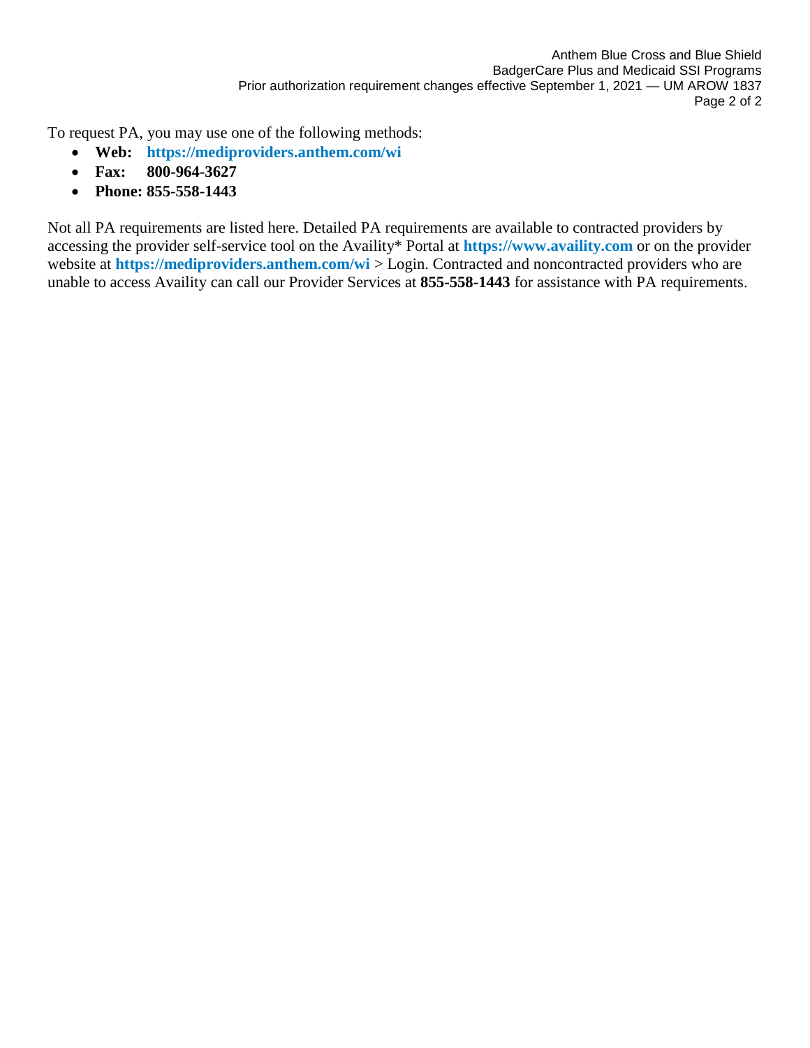To request PA, you may use one of the following methods:

- **Web: https://mediproviders.anthem.com/wi**
- **Fax: 800-964-3627**
- **Phone: 855-558-1443**

Not all PA requirements are listed here. Detailed PA requirements are available to contracted providers by accessing the provider self-service tool on the Availity* Portal at **https://www.availity.com** or on the provider website at **https://mediproviders.anthem.com/wi** > Login. Contracted and noncontracted providers who are unable to access Availity can call our Provider Services at **855-558-1443** for assistance with PA requirements.